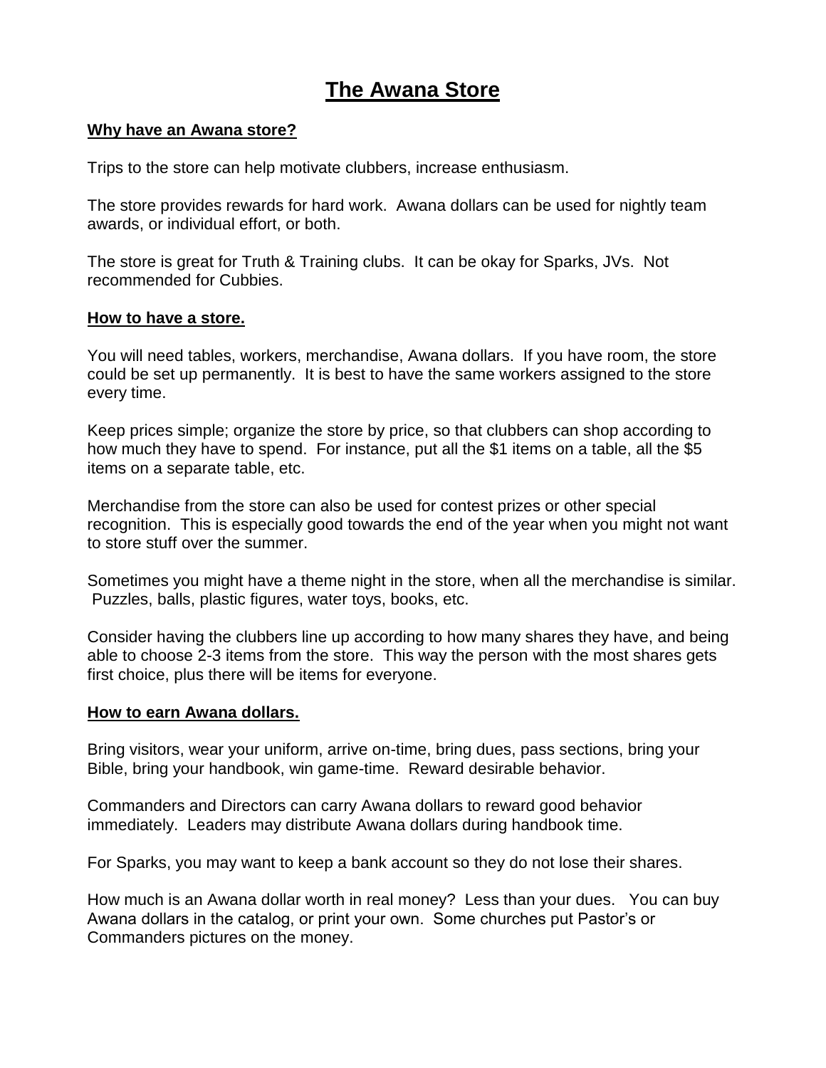# The Awana Store

## Why have an Awana store?

Trips to the store can help motivate clubbers, increase enthusiasm.

The store provides rewards for hard work. Awana dollars can be used for nightly team awards, or individual effort, or both.

The store is great for Truth & Training clubs. It can be okay for Sparks, JVs. Not recommended for Cubbies.

## How to have a store.

You will need tables, workers, merchandise, Awana dollars. If you have room, the store could be set up permanently. It is best to have the same workers assigned to the store every time.

Keep prices simple; organize the store by price, so that clubbers can shop according to how much they have to spend. For instance, put all the $1 items on a table, all the $5 items on a separate table, etc.

Merchandise from the store can also be used for contest prizes or other special recognition. This is especially good towards the end of the year when you might not want to store stuff over the summer.

Sometimes you might have a theme night in the store, when all the merchandise is similar. Puzzles, balls, plastic figures, water toys, books, etc.

Consider having the clubbers line up according to how many shares they have, and being able to choose 2-3 items from the store. This way the person with the most shares gets first choice, plus there will be items for everyone.

## How to earn Awana dollars.

Bring visitors, wear your uniform, arrive on-time, bring dues, pass sections, bring your Bible, bring your handbook, win game-time. Reward desirable behavior.

Commanders and Directors can carry Awana dollars to reward good behavior immediately. Leaders may distribute Awana dollars during handbook time.

For Sparks, you may want to keep a bank account so they do not lose their shares.

How much is an Awana dollar worth in real money? Less than your dues. You can buy Awana dollars in the catalog, or print your own. Some churches put Pastor's or Commanders pictures on the money.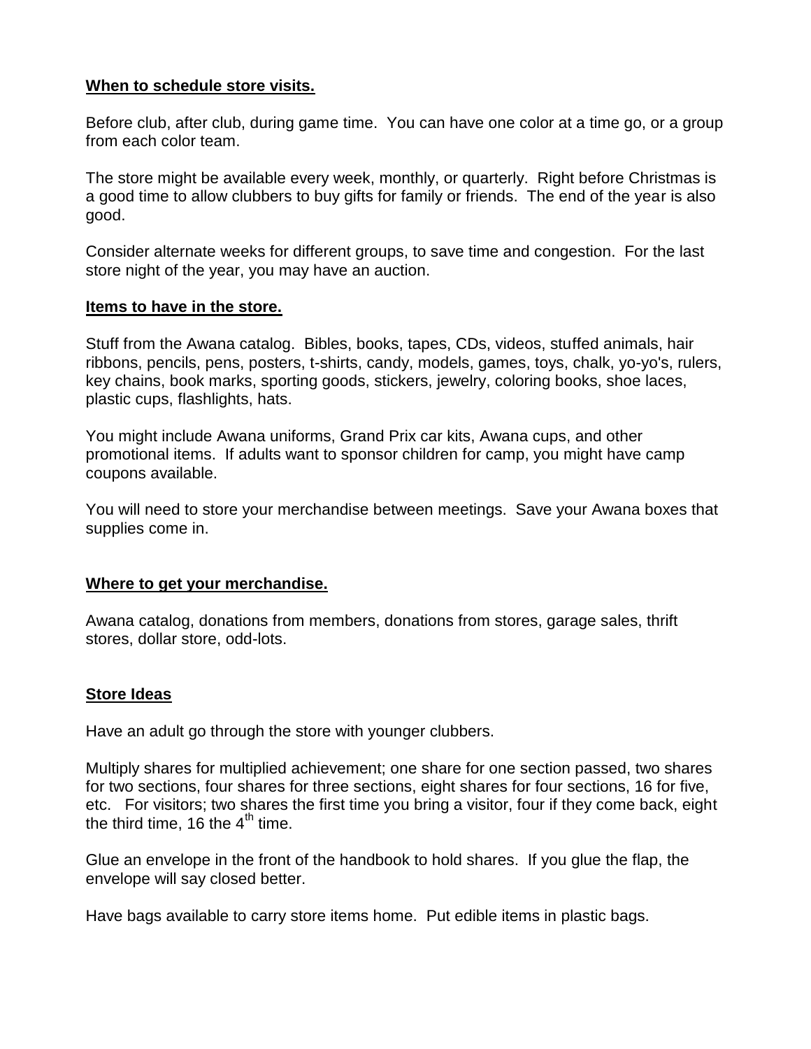## When to schedule store visits.

Before club, after club, during game time. You can have one color at a time go, or a group from each color team.

The store might be available every week, monthly, or quarterly. Right before Christmas is a good time to allow clubbers to buy gifts for family or friends. The end of the year is also good.

Consider alternate weeks for different groups, to save time and congestion. For the last store night of the year, you may have an auction.

## Items to have in the store.

Stuff from the Awana catalog. Bibles, books, tapes, CDs, videos, stuffed animals, hair ribbons, pencils, pens, posters, t-shirts, candy, models, games, toys, chalk, yo-yo's, rulers, key chains, book marks, sporting goods, stickers, jewelry, coloring books, shoe laces, plastic cups, flashlights, hats.

You might include Awana uniforms, Grand Prix car kits, Awana cups, and other promotional items. If adults want to sponsor children for camp, you might have camp coupons available.

You will need to store your merchandise between meetings. Save your Awana boxes that supplies come in.

## Where to get your merchandise.

Awana catalog, donations from members, donations from stores, garage sales, thrift stores, dollar store, odd-lots.

## Store Ideas

Have an adult go through the store with younger clubbers.

Multiply shares for multiplied achievement; one share for one section passed, two shares for two sections, four shares for three sections, eight shares for four sections, 16 for five, etc. For visitors; two shares the first time you bring a visitor, four if they come back, eight the third time, 16 the 4th time.

Glue an envelope in the front of the handbook to hold shares. If you glue the flap, the envelope will say closed better.

Have bags available to carry store items home. Put edible items in plastic bags.